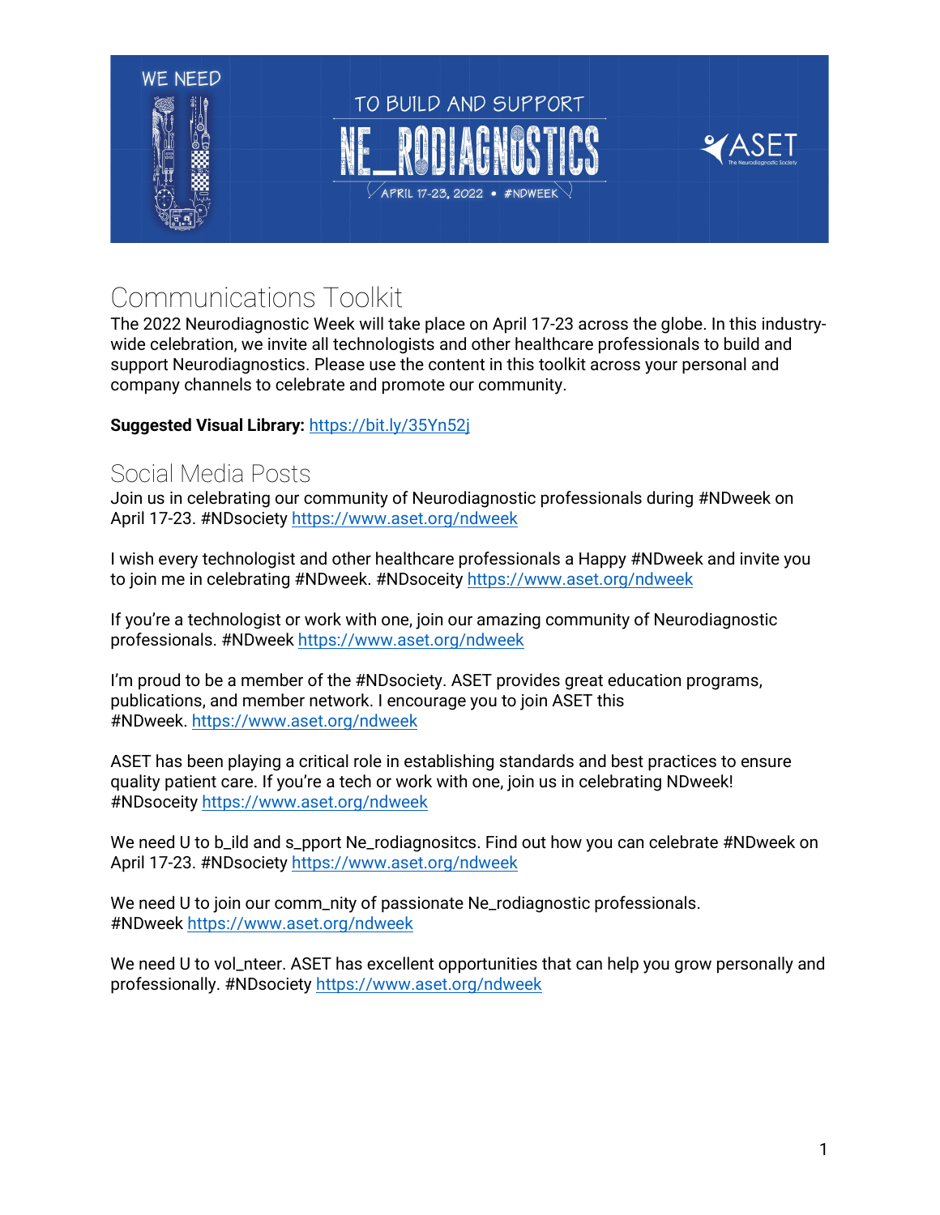WE NEED U TO BUILD AND SUPPORT NE_RODIAGNOSTICS

APRIL 17-23, 2022 • #NDWEEK

ASET The Neurodiagnostic Society

# Communications Toolkit

The 2022 Neurodiagnostic Week will take place on April 17-23 across the globe. In this industry-wide celebration, we invite all technologists and other healthcare professionals to build and support Neurodiagnostics. Please use the content in this toolkit across your personal and company channels to celebrate and promote our community.

**Suggested Visual Library:** https://bit.ly/35Yn52j

## Social Media Posts

Join us in celebrating our community of Neurodiagnostic professionals during #NDweek on April 17-23. #NDsociety https://www.aset.org/ndweek

I wish every technologist and other healthcare professionals a Happy #NDweek and invite you to join me in celebrating #NDweek. #NDsoceity https://www.aset.org/ndweek

If you're a technologist or work with one, join our amazing community of Neurodiagnostic professionals. #NDweek https://www.aset.org/ndweek

I'm proud to be a member of the #NDsociety. ASET provides great education programs, publications, and member network. I encourage you to join ASET this #NDweek. https://www.aset.org/ndweek

ASET has been playing a critical role in establishing standards and best practices to ensure quality patient care. If you're a tech or work with one, join us in celebrating NDweek! #NDsoceity https://www.aset.org/ndweek

We need U to b_ild and s_pport Ne_rodiagnositcs. Find out how you can celebrate #NDweek on April 17-23. #NDsociety https://www.aset.org/ndweek

We need U to join our comm_nity of passionate Ne_rodiagnostic professionals. #NDweek https://www.aset.org/ndweek

We need U to vol_nteer. ASET has excellent opportunities that can help you grow personally and professionally. #NDsociety https://www.aset.org/ndweek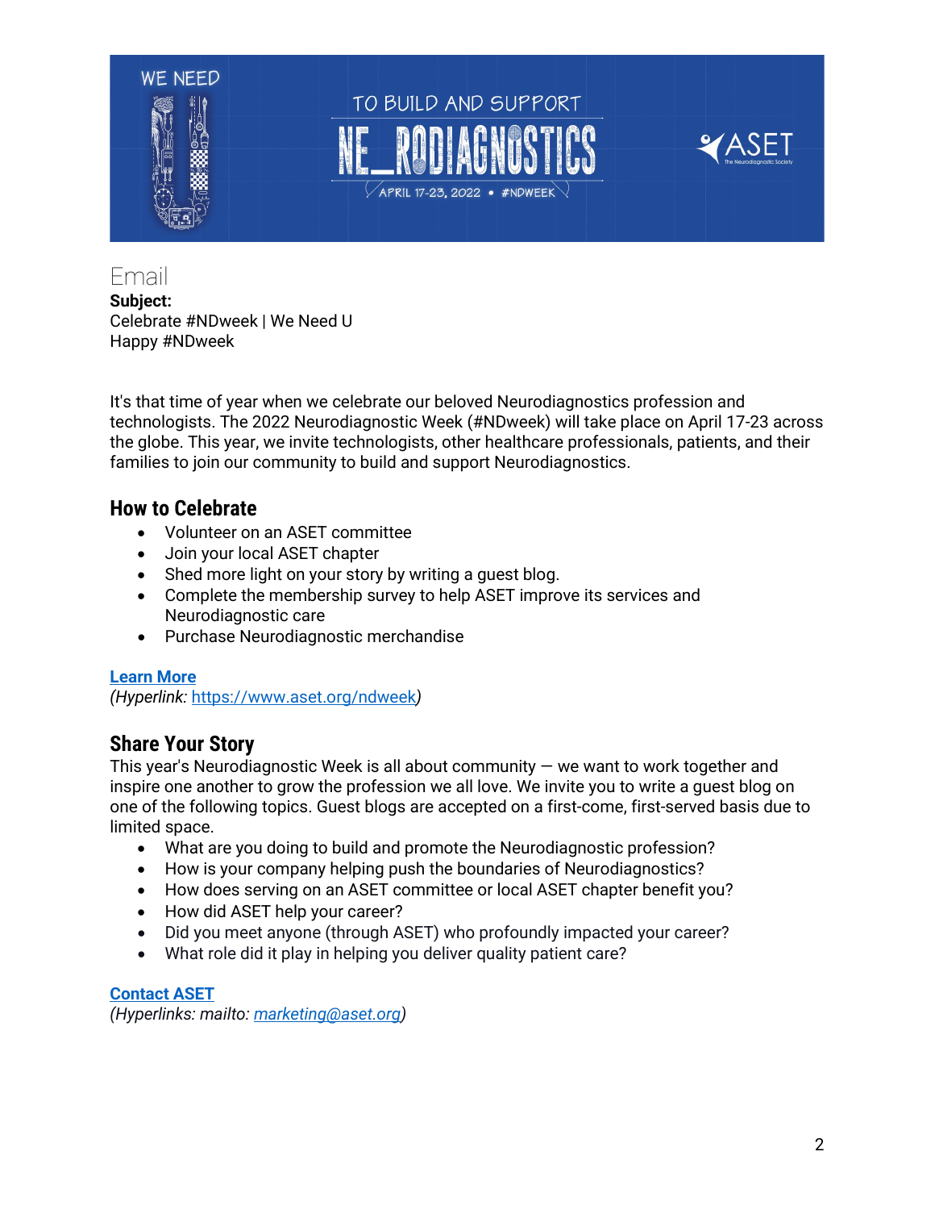WE NEED U

TO BUILD AND SUPPORT NE_RODIAGNOSTICS

APRIL 17-23, 2022 • #NDWEEK

ASET The Neurodiagnostic Society

# Email

**Subject:**

Celebrate #NDweek | We Need U

Happy #NDweek

It's that time of year when we celebrate our beloved Neurodiagnostics profession and technologists. The 2022 Neurodiagnostic Week (#NDweek) will take place on April 17-23 across the globe. This year, we invite technologists, other healthcare professionals, patients, and their families to join our community to build and support Neurodiagnostics.

## How to Celebrate

- Volunteer on an ASET committee
- Join your local ASET chapter
- Shed more light on your story by writing a guest blog.
- Complete the membership survey to help ASET improve its services and Neurodiagnostic care
- Purchase Neurodiagnostic merchandise

**Learn More**

*(Hyperlink: https://www.aset.org/ndweek)*

## Share Your Story

This year's Neurodiagnostic Week is all about community — we want to work together and inspire one another to grow the profession we all love. We invite you to write a guest blog on one of the following topics. Guest blogs are accepted on a first-come, first-served basis due to limited space.

- What are you doing to build and promote the Neurodiagnostic profession?
- How is your company helping push the boundaries of Neurodiagnostics?
- How does serving on an ASET committee or local ASET chapter benefit you?
- How did ASET help your career?
- Did you meet anyone (through ASET) who profoundly impacted your career?
- What role did it play in helping you deliver quality patient care?

**Contact ASET**

*(Hyperlinks: mailto: marketing@aset.org)*